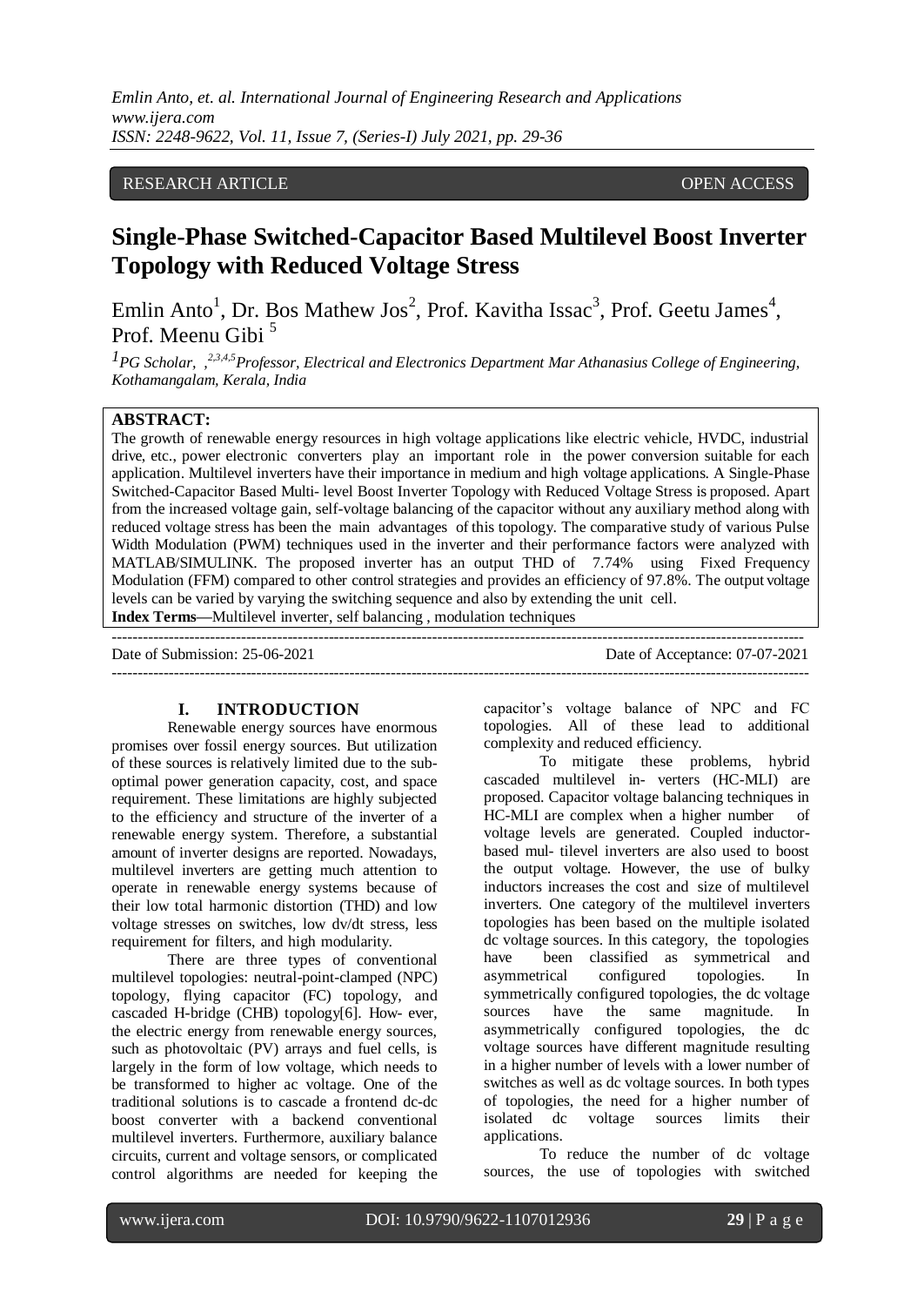RESEARCH ARTICLE OPEN ACCESS

# Single-Phase Switched-Capacitor Based Multilevel Boost Inverter Topology with Reduced Voltage Stress

Emlin Anto[1], Dr. Bos Mathew Jos[2], Prof. Kavitha Issac[3], Prof. Geetu James[4], Prof. Meenu Gibi [5]

*[1]PG Scholar, ,[2,3,4,5]Professor, Electrical and Electronics Department Mar Athanasius College of Engineering, Kothamangalam, Kerala, India*

**ABSTRACT:**

The growth of renewable energy resources in high voltage applications like electric vehicle, HVDC, industrial drive, etc., power electronic converters play an important role in the power conversion suitable for each application. Multilevel inverters have their importance in medium and high voltage applications. A Single-Phase Switched-Capacitor Based Multi- level Boost Inverter Topology with Reduced Voltage Stress is proposed. Apart from the increased voltage gain, self-voltage balancing of the capacitor without any auxiliary method along with reduced voltage stress has been the main advantages of this topology. The comparative study of various Pulse Width Modulation (PWM) techniques used in the inverter and their performance factors were analyzed with MATLAB/SIMULINK. The proposed inverter has an output THD of 7.74% using Fixed Frequency Modulation (FFM) compared to other control strategies and provides an efficiency of 97.8%. The output voltage levels can be varied by varying the switching sequence and also by extending the unit cell.

**Index Terms**—Multilevel inverter, self balancing , modulation techniques

Date of Submission: 25-06-2021 Date of Acceptance: 07-07-2021

## I. INTRODUCTION

Renewable energy sources have enormous promises over fossil energy sources. But utilization of these sources is relatively limited due to the sub-optimal power generation capacity, cost, and space requirement. These limitations are highly subjected to the efficiency and structure of the inverter of a renewable energy system. Therefore, a substantial amount of inverter designs are reported. Nowadays, multilevel inverters are getting much attention to operate in renewable energy systems because of their low total harmonic distortion (THD) and low voltage stresses on switches, low dv/dt stress, less requirement for filters, and high modularity.

There are three types of conventional multilevel topologies: neutral-point-clamped (NPC) topology, flying capacitor (FC) topology, and cascaded H-bridge (CHB) topology[6]. How- ever, the electric energy from renewable energy sources, such as photovoltaic (PV) arrays and fuel cells, is largely in the form of low voltage, which needs to be transformed to higher ac voltage. One of the traditional solutions is to cascade a frontend dc-dc boost converter with a backend conventional multilevel inverters. Furthermore, auxiliary balance circuits, current and voltage sensors, or complicated control algorithms are needed for keeping the capacitor's voltage balance of NPC and FC topologies. All of these lead to additional complexity and reduced efficiency.

To mitigate these problems, hybrid cascaded multilevel in- verters (HC-MLI) are proposed. Capacitor voltage balancing techniques in HC-MLI are complex when a higher number of voltage levels are generated. Coupled inductor-based mul- tilevel inverters are also used to boost the output voltage. However, the use of bulky inductors increases the cost and size of multilevel inverters. One category of the multilevel inverters topologies has been based on the multiple isolated dc voltage sources. In this category, the topologies have been classified as symmetrical and asymmetrical configured topologies. In symmetrically configured topologies, the dc voltage sources have the same magnitude. In asymmetrically configured topologies, the dc voltage sources have different magnitude resulting in a higher number of levels with a lower number of switches as well as dc voltage sources. In both types of topologies, the need for a higher number of isolated dc voltage sources limits their applications.

To reduce the number of dc voltage sources, the use of topologies with switched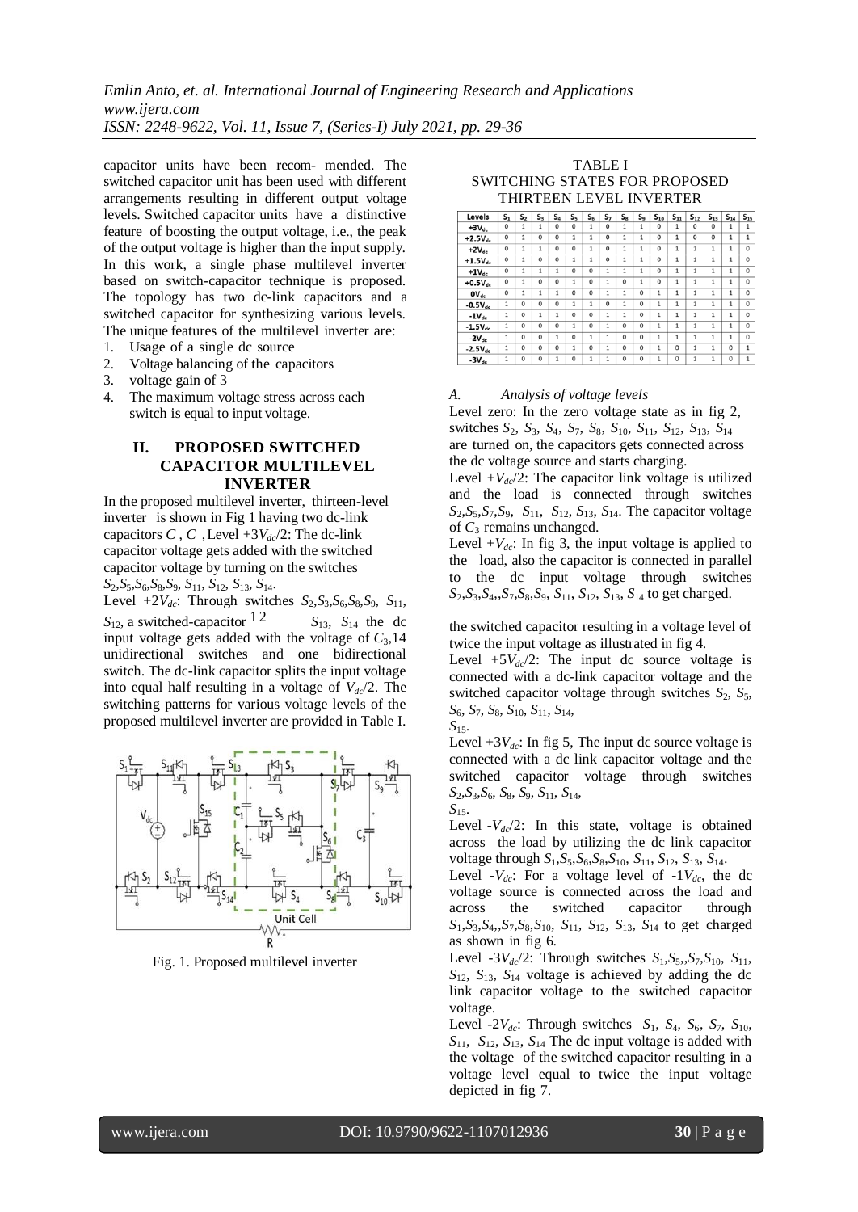capacitor units have been recom- mended. The switched capacitor unit has been used with different arrangements resulting in different output voltage levels. Switched capacitor units have a distinctive feature of boosting the output voltage, i.e., the peak of the output voltage is higher than the input supply. In this work, a single phase multilevel inverter based on switch-capacitor technique is proposed. The topology has two dc-link capacitors and a switched capacitor for synthesizing various levels. The unique features of the multilevel inverter are:

1. Usage of a single dc source
2. Voltage balancing of the capacitors
3. voltage gain of 3
4. The maximum voltage stress across each switch is equal to input voltage.

## II. PROPOSED SWITCHED CAPACITOR MULTILEVEL INVERTER

In the proposed multilevel inverter, thirteen-level inverter is shown in Fig 1 having two dc-link capacitors $C_1$, $C_2$, a switched-capacitor $C_3$, 14 unidirectional switches and one bidirectional switch. The dc-link capacitor splits the input voltage into equal half resulting in a voltage of $V_{dc}/2$. The switching patterns for various voltage levels of the proposed multilevel inverter are provided in Table I.

Fig. 1. Proposed multilevel inverter

TABLE I
SWITCHING STATES FOR PROPOSED THIRTEEN LEVEL INVERTER

| Levels | $S_1$ | $S_2$ | $S_3$ | $S_4$ | $S_5$ | $S_6$ | $S_7$ | $S_8$ | $S_9$ | $S_{10}$ | $S_{11}$ | $S_{12}$ | $S_{13}$ | $S_{14}$ | $S_{15}$ |
|---|---|---|---|---|---|---|---|---|---|---|---|---|---|---|---|
| $+3V_{dc}$ | 0 | 1 | 1 | 0 | 0 | 1 | 0 | 1 | 1 | 0 | 1 | 0 | 0 | 1 | 1 |
| $+2.5V_{dc}$ | 0 | 1 | 0 | 0 | 1 | 1 | 0 | 1 | 1 | 0 | 1 | 0 | 0 | 1 | 1 |
| $+2V_{dc}$ | 0 | 1 | 1 | 0 | 0 | 1 | 0 | 1 | 1 | 0 | 1 | 1 | 1 | 1 | 0 |
| $+1.5V_{dc}$ | 0 | 1 | 0 | 0 | 1 | 1 | 0 | 1 | 1 | 0 | 1 | 1 | 1 | 1 | 0 |
| $+1V_{dc}$ | 0 | 1 | 1 | 1 | 0 | 0 | 1 | 1 | 1 | 0 | 1 | 1 | 1 | 1 | 0 |
| $+0.5V_{dc}$ | 0 | 1 | 0 | 0 | 1 | 0 | 1 | 0 | 1 | 0 | 1 | 1 | 1 | 1 | 0 |
| $0V_{dc}$ | 0 | 1 | 1 | 1 | 0 | 0 | 1 | 1 | 0 | 1 | 1 | 1 | 1 | 1 | 0 |
| $-0.5V_{dc}$ | 1 | 0 | 0 | 0 | 1 | 1 | 0 | 1 | 0 | 1 | 1 | 1 | 1 | 1 | 0 |
| $-1V_{dc}$ | 1 | 0 | 1 | 1 | 0 | 0 | 1 | 1 | 0 | 1 | 1 | 1 | 1 | 1 | 0 |
| $-1.5V_{dc}$ | 1 | 0 | 0 | 0 | 1 | 0 | 1 | 0 | 0 | 1 | 1 | 1 | 1 | 1 | 0 |
| $-2V_{dc}$ | 1 | 0 | 0 | 1 | 0 | 1 | 1 | 0 | 0 | 1 | 1 | 1 | 1 | 1 | 0 |
| $-2.5V_{dc}$ | 1 | 0 | 0 | 0 | 1 | 0 | 1 | 0 | 0 | 1 | 0 | 1 | 1 | 0 | 1 |
| $-3V_{dc}$ | 1 | 0 | 0 | 1 | 0 | 1 | 1 | 0 | 0 | 1 | 0 | 1 | 1 | 0 | 1 |

### A. Analysis of voltage levels

Level zero: In the zero voltage state as in fig 2, switches $S_2$, $S_3$, $S_4$, $S_7$, $S_8$, $S_{10}$, $S_{11}$, $S_{12}$, $S_{13}$, $S_{14}$ are turned on, the capacitors gets connected across the dc voltage source and starts charging.

Level $+V_{dc}/2$: The capacitor link voltage is utilized and the load is connected through switches $S_2$,$S_5$,$S_7$,$S_9$, $S_{11}$, $S_{12}$, $S_{13}$, $S_{14}$. The capacitor voltage of $C_3$ remains unchanged.

Level $+V_{dc}$: In fig 3, the input voltage is applied to the load, also the capacitor is connected in parallel to the dc input voltage through switches $S_2$,$S_3$,$S_4$,,$S_7$,$S_8$,$S_9$, $S_{11}$, $S_{12}$, $S_{13}$, $S_{14}$ to get charged.

Level $+3V_{dc}/2$: The dc-link capacitor voltage gets added with the switched capacitor voltage by turning on the switches $S_2$,$S_5$,$S_6$,$S_8$,$S_9$, $S_{11}$, $S_{12}$, $S_{13}$, $S_{14}$.

Level $+2V_{dc}$: Through switches $S_2$,$S_3$,$S_6$,$S_8$,$S_9$, $S_{11}$, $S_{12}$, $S_{13}$, $S_{14}$ the dc input voltage gets added with the voltage of the switched capacitor resulting in a voltage level of twice the input voltage as illustrated in fig 4.

Level $+5V_{dc}/2$: The input dc source voltage is connected with a dc-link capacitor voltage and the switched capacitor voltage through switches $S_2$, $S_5$, $S_6$, $S_7$, $S_8$, $S_{10}$, $S_{11}$, $S_{14}$, $S_{15}$.

Level $+3V_{dc}$: In fig 5, The input dc source voltage is connected with a dc link capacitor voltage and the switched capacitor voltage through switches $S_2$,$S_3$,$S_6$, $S_8$, $S_9$, $S_{11}$, $S_{14}$, $S_{15}$.

Level $-V_{dc}/2$: In this state, voltage is obtained across the load by utilizing the dc link capacitor voltage through $S_1$,$S_5$,$S_6$,$S_8$,$S_{10}$, $S_{11}$, $S_{12}$, $S_{13}$, $S_{14}$.

Level $-V_{dc}$: For a voltage level of $-1V_{dc}$, the dc voltage source is connected across the load and across the switched capacitor through $S_1$,$S_3$,$S_4$,,$S_7$,$S_8$,$S_{10}$, $S_{11}$, $S_{12}$, $S_{13}$, $S_{14}$ to get charged as shown in fig 6.

Level $-3V_{dc}/2$: Through switches $S_1$,$S_5$,,$S_7$,$S_{10}$, $S_{11}$, $S_{12}$, $S_{13}$, $S_{14}$ voltage is achieved by adding the dc link capacitor voltage to the switched capacitor voltage.

Level $-2V_{dc}$: Through switches $S_1$, $S_4$, $S_6$, $S_7$, $S_{10}$, $S_{11}$, $S_{12}$, $S_{13}$, $S_{14}$ The dc input voltage is added with the voltage of the switched capacitor resulting in a voltage level equal to twice the input voltage depicted in fig 7.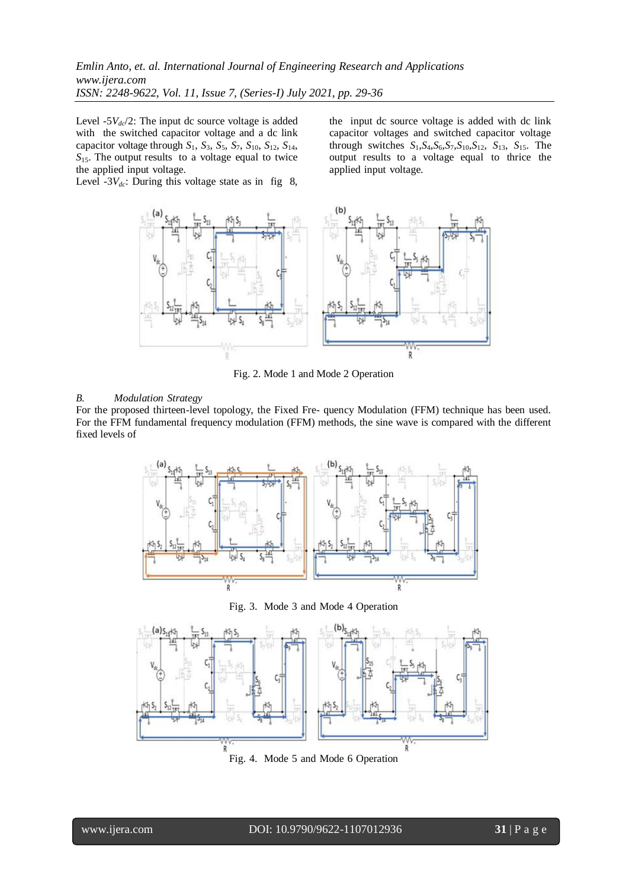Level $-5V_{dc}/2$: The input dc source voltage is added with the switched capacitor voltage and a dc link capacitor voltage through $S_1$, $S_3$, $S_5$, $S_7$, $S_{10}$, $S_{12}$, $S_{14}$, $S_{15}$. The output results to a voltage equal to twice the applied input voltage.

Level $-3V_{dc}$: During this voltage state as in fig 8, the input dc source voltage is added with dc link capacitor voltages and switched capacitor voltage through switches $S_1$,$S_4$,$S_6$,$S_7$,$S_{10}$,$S_{12}$, $S_{13}$, $S_{15}$. The output results to a voltage equal to thrice the applied input voltage.

Fig. 2. Mode 1 and Mode 2 Operation

### *B. Modulation Strategy*

For the proposed thirteen-level topology, the Fixed Fre- quency Modulation (FFM) technique has been used. For the FFM fundamental frequency modulation (FFM) methods, the sine wave is compared with the different fixed levels of

Fig. 3. Mode 3 and Mode 4 Operation

Fig. 4. Mode 5 and Mode 6 Operation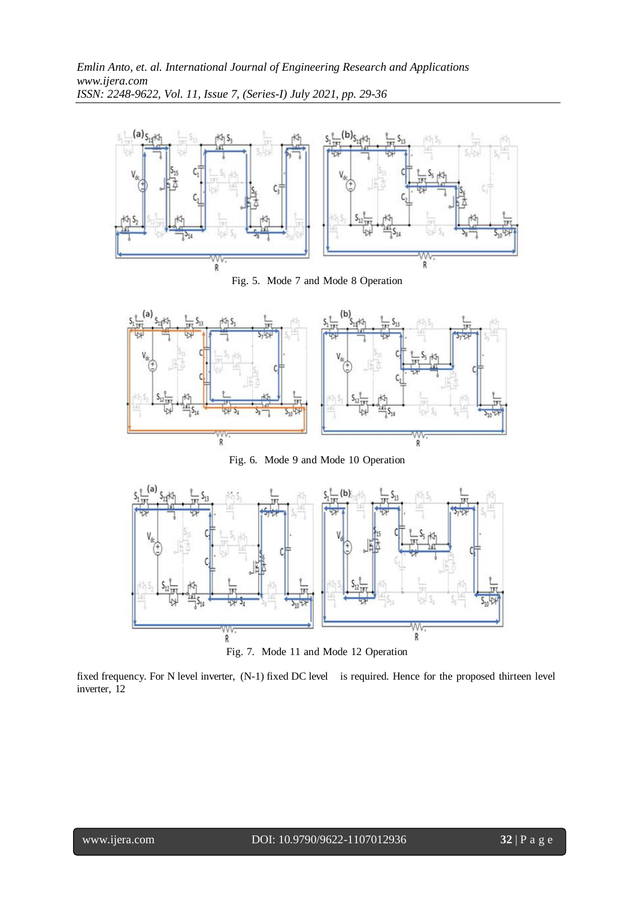Fig. 5. Mode 7 and Mode 8 Operation

Fig. 6. Mode 9 and Mode 10 Operation

Fig. 7. Mode 11 and Mode 12 Operation

fixed frequency. For N level inverter, (N-1) fixed DC level is required. Hence for the proposed thirteen level inverter, 12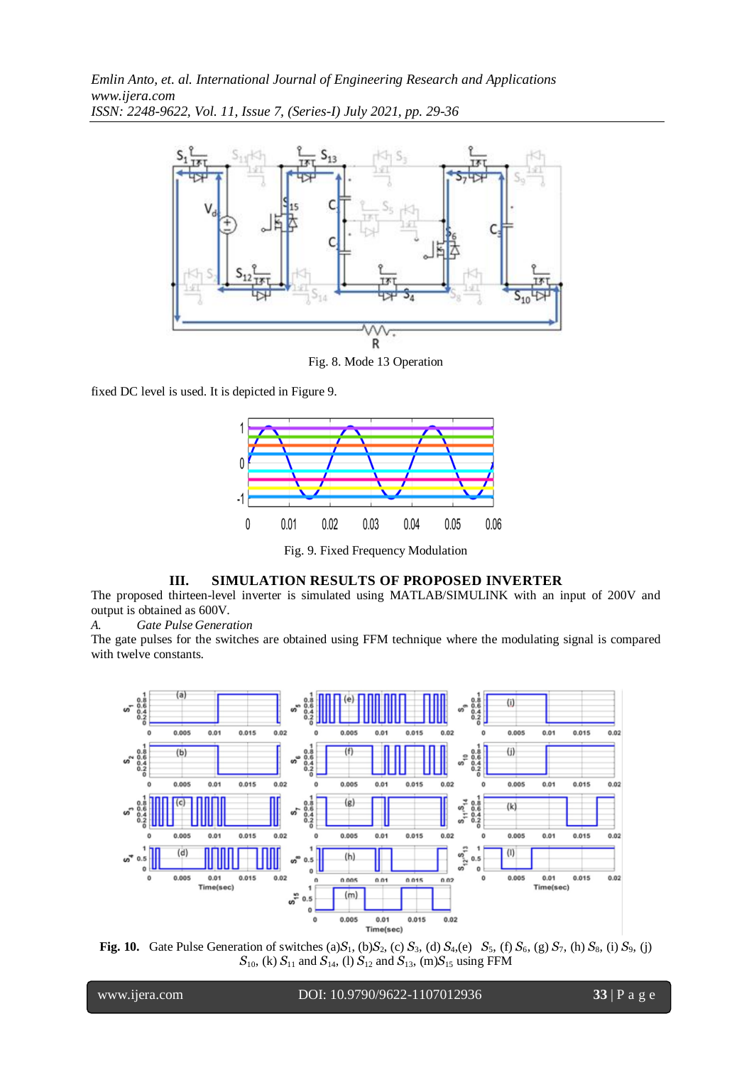Fig. 8. Mode 13 Operation

fixed DC level is used. It is depicted in Figure 9.

Fig. 9. Fixed Frequency Modulation

## III. SIMULATION RESULTS OF PROPOSED INVERTER

The proposed thirteen-level inverter is simulated using MATLAB/SIMULINK with an input of 200V and output is obtained as 600V.

*A. Gate Pulse Generation*

The gate pulses for the switches are obtained using FFM technique where the modulating signal is compared with twelve constants.

**Fig. 10.** Gate Pulse Generation of switches (a)$S_1$, (b)$S_2$, (c) $S_3$, (d) $S_4$,(e) $S_5$, (f) $S_6$, (g) $S_7$, (h) $S_8$, (i) $S_9$, (j) $S_{10}$, (k) $S_{11}$ and $S_{14}$, (l) $S_{12}$ and $S_{13}$, (m)$S_{15}$ using FFM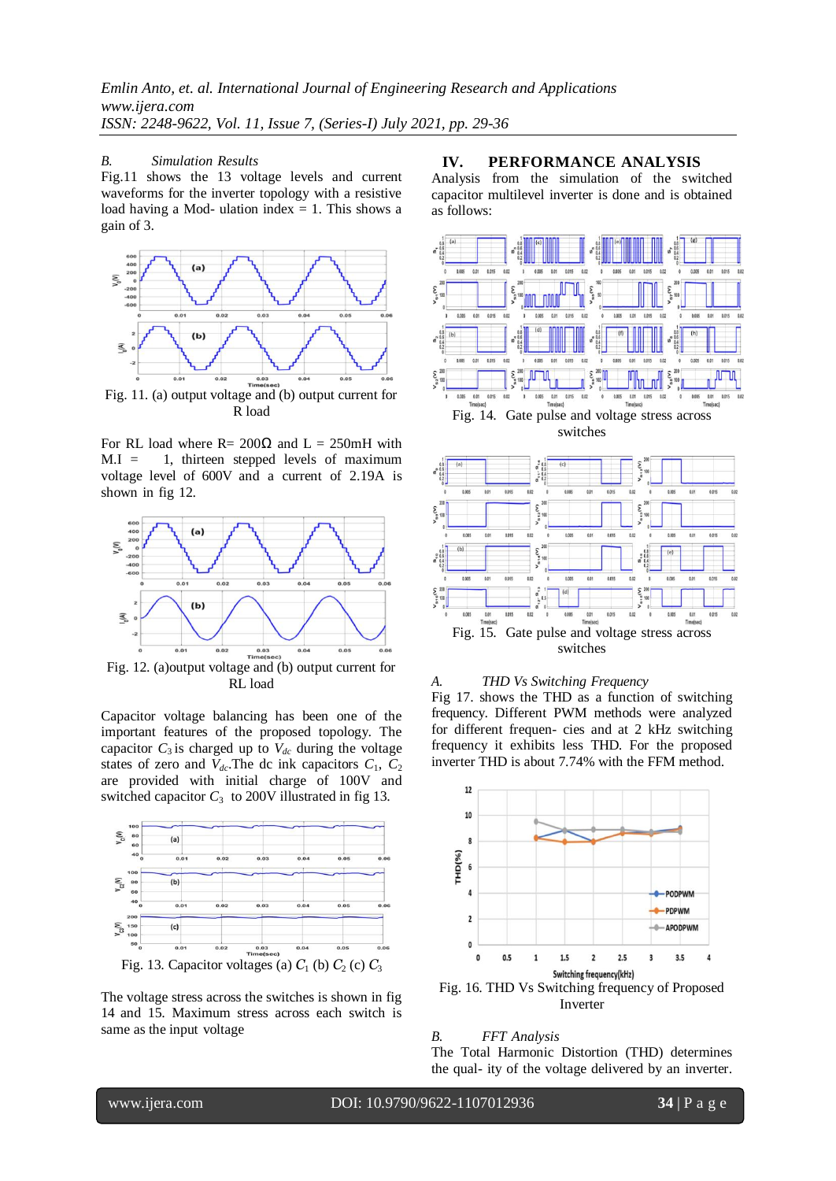### B. Simulation Results

Fig.11 shows the 13 voltage levels and current waveforms for the inverter topology with a resistive load having a Mod- ulation index = 1. This shows a gain of 3.

Fig. 11. (a) output voltage and (b) output current for R load

For RL load where R= 200Ω and L = 250mH with M.I = 1, thirteen stepped levels of maximum voltage level of 600V and a current of 2.19A is shown in fig 12.

Fig. 12. (a)output voltage and (b) output current for RL load

Capacitor voltage balancing has been one of the important features of the proposed topology. The switched capacitor $C_3$ is charged up to $V_{dc}$ during the voltage states of zero and $V_{dc}$.The dc ink capacitors $C_1$, $C_2$ are provided with initial charge of 100V and switched capacitor $C_3$ to 200V illustrated in fig 13.

Fig. 13. Capacitor voltages (a) $C_1$ (b) $C_2$ (c) $C_3$

The voltage stress across the switches is shown in fig 14 and 15. Maximum stress across each switch is same as the input voltage

## IV. PERFORMANCE ANALYSIS

Analysis from the simulation of the switched capacitor multilevel inverter is done and is obtained as follows:

Fig. 14. Gate pulse and voltage stress across switches

Fig. 15. Gate pulse and voltage stress across switches

### A. THD Vs Switching Frequency

Fig 17. shows the THD as a function of switching frequency. Different PWM methods were analyzed for different frequen- cies and at 2 kHz switching frequency it exhibits less THD. For the proposed inverter THD is about 7.74% with the FFM method.

Fig. 16. THD Vs Switching frequency of Proposed Inverter

### B. FFT Analysis

The Total Harmonic Distortion (THD) determines the qual- ity of the voltage delivered by an inverter.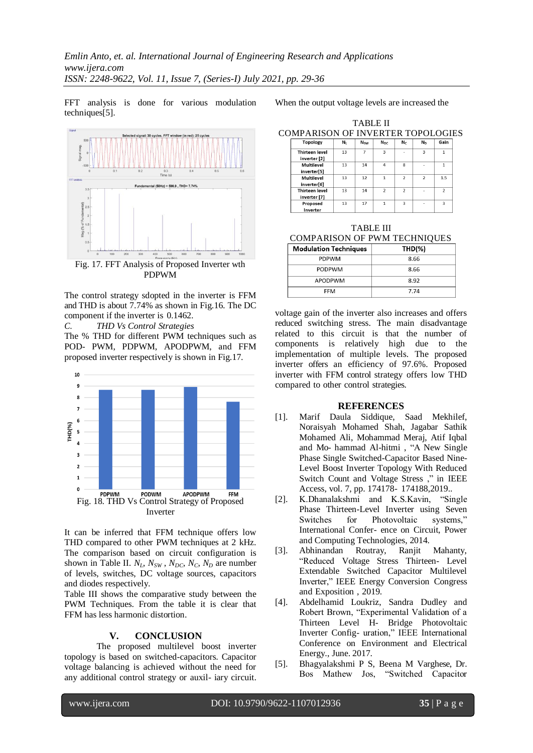FFT analysis is done for various modulation techniques[5].

Fig. 17. FFT Analysis of Proposed Inverter wth PDPWM

The control strategy sdopted in the inverter is FFM and THD is about 7.74% as shown in Fig.16. The DC component if the inverter is 0.1462.

*C. THD Vs Control Strategies*

The % THD for different PWM techniques such as POD- PWM, PDPWM, APODPWM, and FFM proposed inverter respectively is shown in Fig.17.

Fig. 18. THD Vs Control Strategy of Proposed Inverter

It can be inferred that FFM technique offers low THD compared to other PWM techniques at 2 kHz. The comparison based on circuit configuration is shown in Table II. $N_L$, $N_{SW}$, $N_{DC}$, $N_C$, $N_D$ are number of levels, switches, DC voltage sources, capacitors and diodes respectively.

Table III shows the comparative study between the PWM Techniques. From the table it is clear that FFM has less harmonic distortion.

## V. CONCLUSION

The proposed multilevel boost inverter topology is based on switched-capacitors. Capacitor voltage balancing is achieved without the need for any additional control strategy or auxil- iary circuit. When the output voltage levels are increased the

TABLE II
COMPARISON OF INVERTER TOPOLOGIES

| Topology | $N_L$ | $N_{SW}$ | $N_{DC}$ | $N_C$ | $N_D$ | Gain |
|---|---|---|---|---|---|---|
| Thirteen level inverter [2] | 13 | 7 | 3 | - | 3 | 1 |
| Multilevel inverter[5] | 13 | 14 | 4 | 8 | - | 1 |
| Multilevel inverter[6] | 13 | 12 | 1 | 2 | 2 | 1.5 |
| Thirteen level inverter [7] | 13 | 14 | 2 | 2 | - | 2 |
| Proposed Inverter | 13 | 17 | 1 | 3 | - | 3 |

TABLE III
COMPARISON OF PWM TECHNIQUES

| Modulation Techniques | THD(%) |
|---|---|
| PDPWM | 8.66 |
| PODPWM | 8.66 |
| APODPWM | 8.92 |
| FFM | 7.74 |

voltage gain of the inverter also increases and offers reduced switching stress. The main disadvantage related to this circuit is that the number of components is relatively high due to the implementation of multiple levels. The proposed inverter offers an efficiency of 97.6%. Proposed inverter with FFM control strategy offers low THD compared to other control strategies.

## REFERENCES

[1]. Marif Daula Siddique, Saad Mekhilef, Noraisyah Mohamed Shah, Jagabar Sathik Mohamed Ali, Mohammad Meraj, Atif Iqbal and Mo- hammad Al-hitmi , "A New Single Phase Single Switched-Capacitor Based Nine-Level Boost Inverter Topology With Reduced Switch Count and Voltage Stress ," in IEEE Access, vol. 7, pp. 174178- 174188,2019..

[2]. K.Dhanalakshmi and K.S.Kavin, "Single Phase Thirteen-Level Inverter using Seven Switches for Photovoltaic systems," International Confer- ence on Circuit, Power and Computing Technologies, 2014.

[3]. Abhinandan Routray, Ranjit Mahanty, "Reduced Voltage Stress Thirteen- Level Extendable Switched Capacitor Multilevel Inverter," IEEE Energy Conversion Congress and Exposition , 2019.

[4]. Abdelhamid Loukriz, Sandra Dudley and Robert Brown, "Experimental Validation of a Thirteen Level H- Bridge Photovoltaic Inverter Config- uration," IEEE International Conference on Environment and Electrical Energy., June. 2017.

[5]. Bhagyalakshmi P S, Beena M Varghese, Dr. Bos Mathew Jos, "Switched Capacitor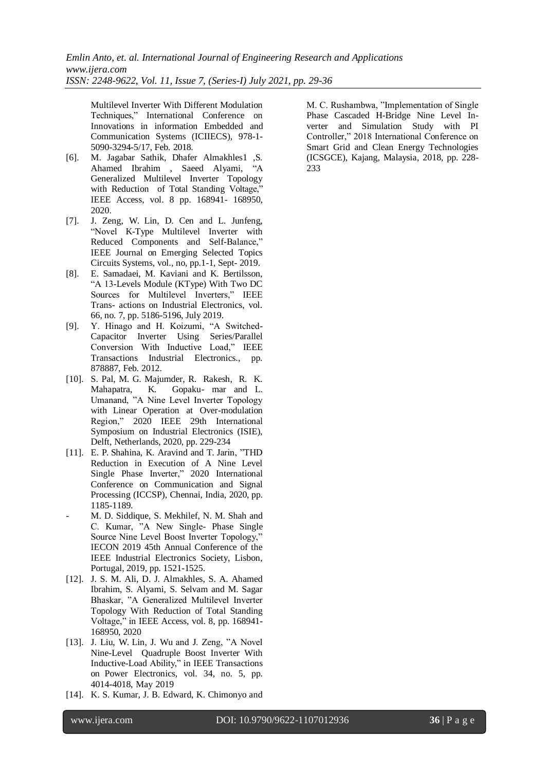Multilevel Inverter With Different Modulation Techniques," International Conference on Innovations in information Embedded and Communication Systems (ICIIECS), 978-1-5090-3294-5/17, Feb. 2018.

[6]. M. Jagabar Sathik, Dhafer Almakhles1 ,S. Ahamed Ibrahim , Saeed Alyami, "A Generalized Multilevel Inverter Topology with Reduction of Total Standing Voltage," IEEE Access, vol. 8 pp. 168941- 168950, 2020.

[7]. J. Zeng, W. Lin, D. Cen and L. Junfeng, "Novel K-Type Multilevel Inverter with Reduced Components and Self-Balance," IEEE Journal on Emerging Selected Topics Circuits Systems, vol., no, pp.1-1, Sept- 2019.

[8]. E. Samadaei, M. Kaviani and K. Bertilsson, "A 13-Levels Module (KType) With Two DC Sources for Multilevel Inverters," IEEE Trans- actions on Industrial Electronics, vol. 66, no. 7, pp. 5186-5196, July 2019.

[9]. Y. Hinago and H. Koizumi, "A Switched-Capacitor Inverter Using Series/Parallel Conversion With Inductive Load," IEEE Transactions Industrial Electronics., pp. 878887, Feb. 2012.

[10]. S. Pal, M. G. Majumder, R. Rakesh, R. K. Mahapatra, K. Gopaku- mar and L. Umanand, "A Nine Level Inverter Topology with Linear Operation at Over-modulation Region," 2020 IEEE 29th International Symposium on Industrial Electronics (ISIE), Delft, Netherlands, 2020, pp. 229-234

[11]. E. P. Shahina, K. Aravind and T. Jarin, "THD Reduction in Execution of A Nine Level Single Phase Inverter," 2020 International Conference on Communication and Signal Processing (ICCSP), Chennai, India, 2020, pp. 1185-1189.

- M. D. Siddique, S. Mekhilef, N. M. Shah and C. Kumar, "A New Single- Phase Single Source Nine Level Boost Inverter Topology," IECON 2019 45th Annual Conference of the IEEE Industrial Electronics Society, Lisbon, Portugal, 2019, pp. 1521-1525.

[12]. J. S. M. Ali, D. J. Almakhles, S. A. Ahamed Ibrahim, S. Alyami, S. Selvam and M. Sagar Bhaskar, "A Generalized Multilevel Inverter Topology With Reduction of Total Standing Voltage," in IEEE Access, vol. 8, pp. 168941-168950, 2020

[13]. J. Liu, W. Lin, J. Wu and J. Zeng, "A Novel Nine-Level Quadruple Boost Inverter With Inductive-Load Ability," in IEEE Transactions on Power Electronics, vol. 34, no. 5, pp. 4014-4018, May 2019

[14]. K. S. Kumar, J. B. Edward, K. Chimonyo and M. C. Rushambwa, "Implementation of Single Phase Cascaded H-Bridge Nine Level In- verter and Simulation Study with PI Controller," 2018 International Conference on Smart Grid and Clean Energy Technologies (ICSGCE), Kajang, Malaysia, 2018, pp. 228-233